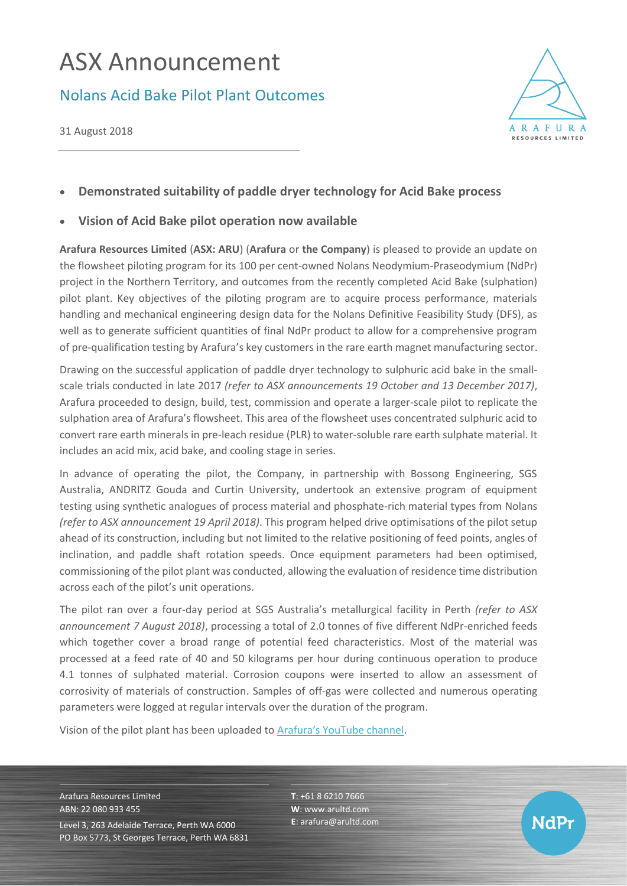# ASX Announcement

## Nolans Acid Bake Pilot Plant Outcomes

31 August 2018

- **Demonstrated suitability of paddle dryer technology for Acid Bake process**
- **Vision of Acid Bake pilot operation now available**

**Arafura Resources Limited** (**ASX: ARU**) (**Arafura** or **the Company**) is pleased to provide an update on the flowsheet piloting program for its 100 per cent-owned Nolans Neodymium-Praseodymium (NdPr) project in the Northern Territory, and outcomes from the recently completed Acid Bake (sulphation) pilot plant. Key objectives of the piloting program are to acquire process performance, materials handling and mechanical engineering design data for the Nolans Definitive Feasibility Study (DFS), as well as to generate sufficient quantities of final NdPr product to allow for a comprehensive program of pre-qualification testing by Arafura's key customers in the rare earth magnet manufacturing sector.

Drawing on the successful application of paddle dryer technology to sulphuric acid bake in the small-scale trials conducted in late 2017 *(refer to ASX announcements 19 October and 13 December 2017)*, Arafura proceeded to design, build, test, commission and operate a larger-scale pilot to replicate the sulphation area of Arafura's flowsheet. This area of the flowsheet uses concentrated sulphuric acid to convert rare earth minerals in pre-leach residue (PLR) to water-soluble rare earth sulphate material. It includes an acid mix, acid bake, and cooling stage in series.

In advance of operating the pilot, the Company, in partnership with Bossong Engineering, SGS Australia, ANDRITZ Gouda and Curtin University, undertook an extensive program of equipment testing using synthetic analogues of process material and phosphate-rich material types from Nolans *(refer to ASX announcement 19 April 2018)*. This program helped drive optimisations of the pilot setup ahead of its construction, including but not limited to the relative positioning of feed points, angles of inclination, and paddle shaft rotation speeds. Once equipment parameters had been optimised, commissioning of the pilot plant was conducted, allowing the evaluation of residence time distribution across each of the pilot's unit operations.

The pilot ran over a four-day period at SGS Australia's metallurgical facility in Perth *(refer to ASX announcement 7 August 2018)*, processing a total of 2.0 tonnes of five different NdPr-enriched feeds which together cover a broad range of potential feed characteristics. Most of the material was processed at a feed rate of 40 and 50 kilograms per hour during continuous operation to produce 4.1 tonnes of sulphated material. Corrosion coupons were inserted to allow an assessment of corrosivity of materials of construction. Samples of off-gas were collected and numerous operating parameters were logged at regular intervals over the duration of the program.

Vision of the pilot plant has been uploaded to [Arafura's YouTube channel](#).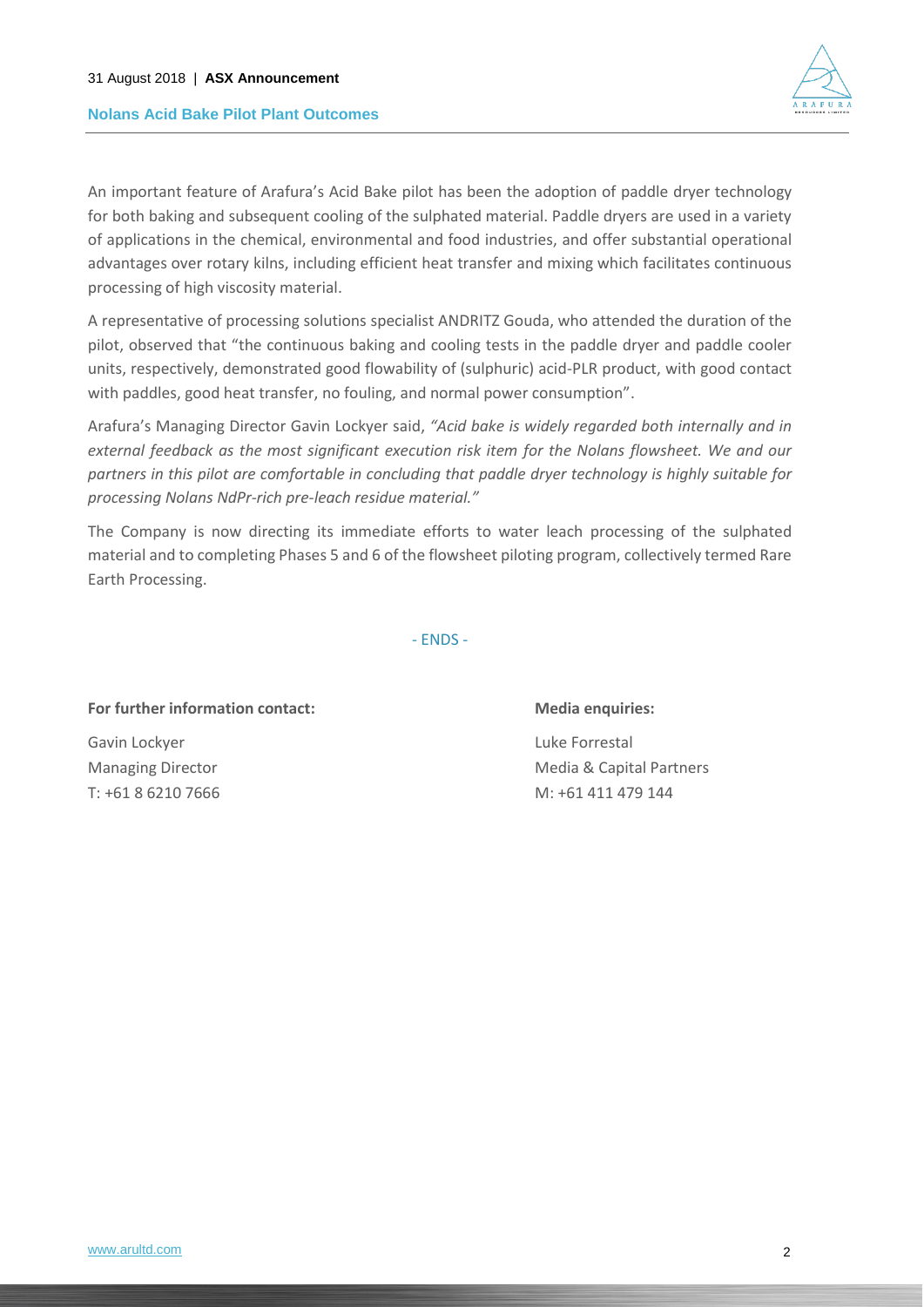An important feature of Arafura's Acid Bake pilot has been the adoption of paddle dryer technology for both baking and subsequent cooling of the sulphated material. Paddle dryers are used in a variety of applications in the chemical, environmental and food industries, and offer substantial operational advantages over rotary kilns, including efficient heat transfer and mixing which facilitates continuous processing of high viscosity material.

A representative of processing solutions specialist ANDRITZ Gouda, who attended the duration of the pilot, observed that "the continuous baking and cooling tests in the paddle dryer and paddle cooler units, respectively, demonstrated good flowability of (sulphuric) acid-PLR product, with good contact with paddles, good heat transfer, no fouling, and normal power consumption".

Arafura's Managing Director Gavin Lockyer said, *"Acid bake is widely regarded both internally and in external feedback as the most significant execution risk item for the Nolans flowsheet. We and our partners in this pilot are comfortable in concluding that paddle dryer technology is highly suitable for processing Nolans NdPr-rich pre-leach residue material."*

The Company is now directing its immediate efforts to water leach processing of the sulphated material and to completing Phases 5 and 6 of the flowsheet piloting program, collectively termed Rare Earth Processing.

- ENDS -

**For further information contact:**

Gavin Lockyer
Managing Director
T: +61 8 6210 7666

**Media enquiries:**

Luke Forrestal
Media & Capital Partners
M: +61 411 479 144